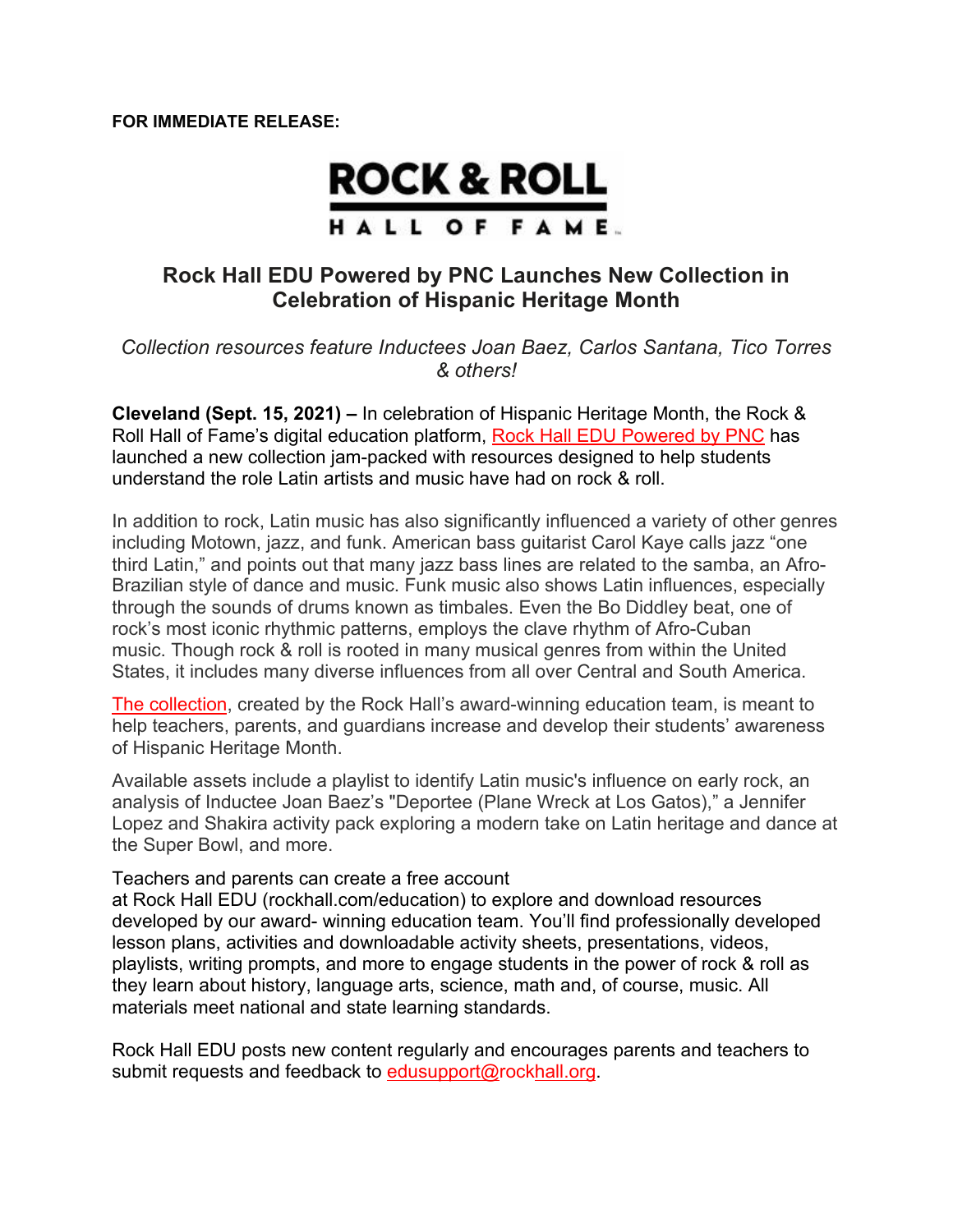**FOR IMMEDIATE RELEASE:**

ROCK & ROLL

HALL OF FAME

## Rock Hall EDU Powered by PNC Launches New Collection in Celebration of Hispanic Heritage Month

*Collection resources feature Inductees Joan Baez, Carlos Santana, Tico Torres & others!*

**Cleveland (Sept. 15, 2021) –** In celebration of Hispanic Heritage Month, the Rock & Roll Hall of Fame's digital education platform, Rock Hall EDU Powered by PNC has launched a new collection jam-packed with resources designed to help students understand the role Latin artists and music have had on rock & roll.

In addition to rock, Latin music has also significantly influenced a variety of other genres including Motown, jazz, and funk. American bass guitarist Carol Kaye calls jazz "one third Latin," and points out that many jazz bass lines are related to the samba, an Afro-Brazilian style of dance and music. Funk music also shows Latin influences, especially through the sounds of drums known as timbales. Even the Bo Diddley beat, one of rock's most iconic rhythmic patterns, employs the clave rhythm of Afro-Cuban music. Though rock & roll is rooted in many musical genres from within the United States, it includes many diverse influences from all over Central and South America.

The collection, created by the Rock Hall's award-winning education team, is meant to help teachers, parents, and guardians increase and develop their students' awareness of Hispanic Heritage Month.

Available assets include a playlist to identify Latin music's influence on early rock, an analysis of Inductee Joan Baez's "Deportee (Plane Wreck at Los Gatos)," a Jennifer Lopez and Shakira activity pack exploring a modern take on Latin heritage and dance at the Super Bowl, and more.

Teachers and parents can create a free account at Rock Hall EDU (rockhall.com/education) to explore and download resources developed by our award- winning education team. You'll find professionally developed lesson plans, activities and downloadable activity sheets, presentations, videos, playlists, writing prompts, and more to engage students in the power of rock & roll as they learn about history, language arts, science, math and, of course, music. All materials meet national and state learning standards.

Rock Hall EDU posts new content regularly and encourages parents and teachers to submit requests and feedback to edusupport@rockhall.org.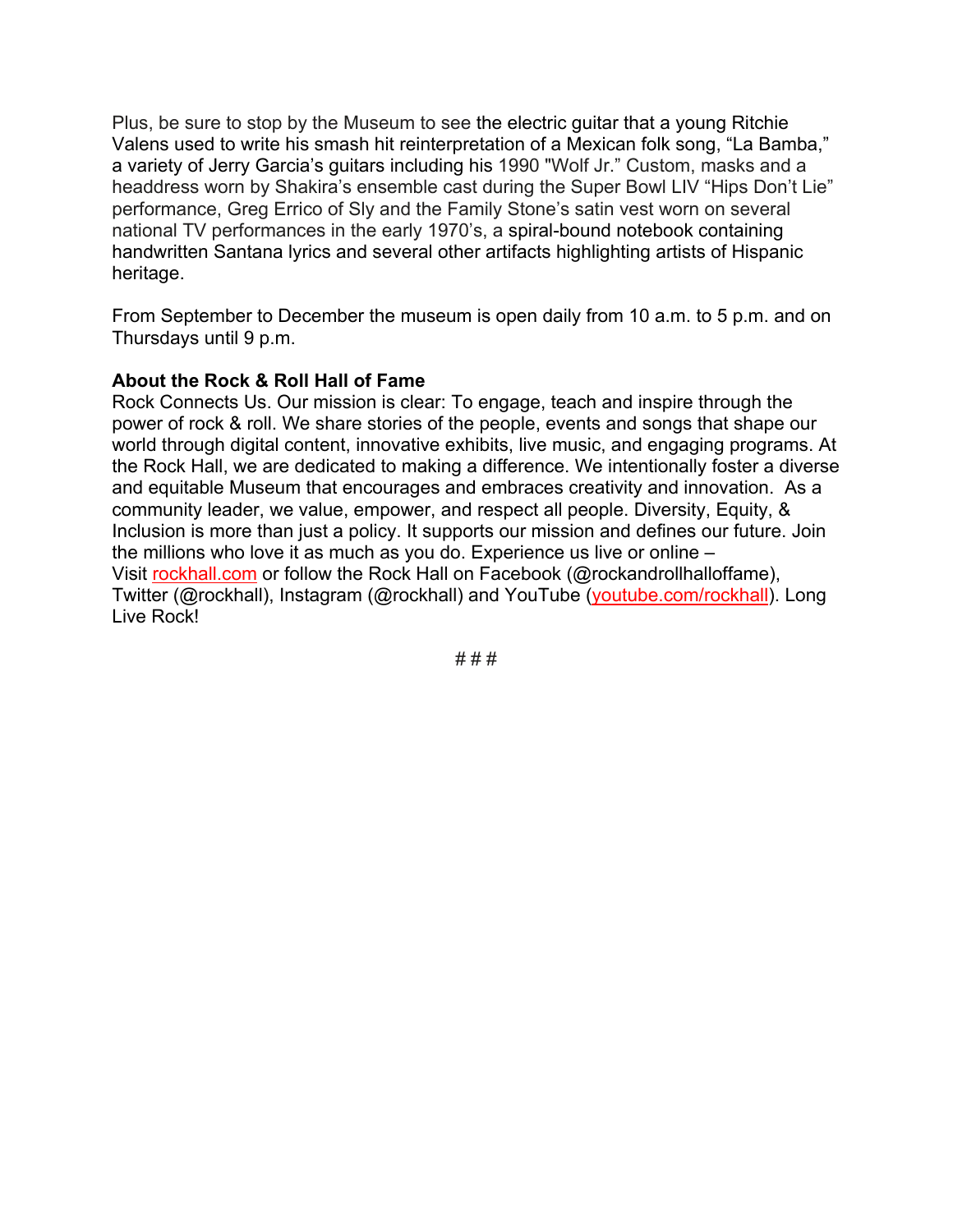Plus, be sure to stop by the Museum to see the electric guitar that a young Ritchie Valens used to write his smash hit reinterpretation of a Mexican folk song, "La Bamba," a variety of Jerry Garcia's guitars including his 1990 "Wolf Jr." Custom, masks and a headdress worn by Shakira's ensemble cast during the Super Bowl LIV "Hips Don't Lie" performance, Greg Errico of Sly and the Family Stone's satin vest worn on several national TV performances in the early 1970's, a spiral-bound notebook containing handwritten Santana lyrics and several other artifacts highlighting artists of Hispanic heritage.

From September to December the museum is open daily from 10 a.m. to 5 p.m. and on Thursdays until 9 p.m.

**About the Rock & Roll Hall of Fame**
Rock Connects Us. Our mission is clear: To engage, teach and inspire through the power of rock & roll. We share stories of the people, events and songs that shape our world through digital content, innovative exhibits, live music, and engaging programs. At the Rock Hall, we are dedicated to making a difference. We intentionally foster a diverse and equitable Museum that encourages and embraces creativity and innovation. As a community leader, we value, empower, and respect all people. Diversity, Equity, & Inclusion is more than just a policy. It supports our mission and defines our future. Join the millions who love it as much as you do. Experience us live or online – Visit rockhall.com or follow the Rock Hall on Facebook (@rockandrollhalloffame), Twitter (@rockhall), Instagram (@rockhall) and YouTube (youtube.com/rockhall). Long Live Rock!

# # #